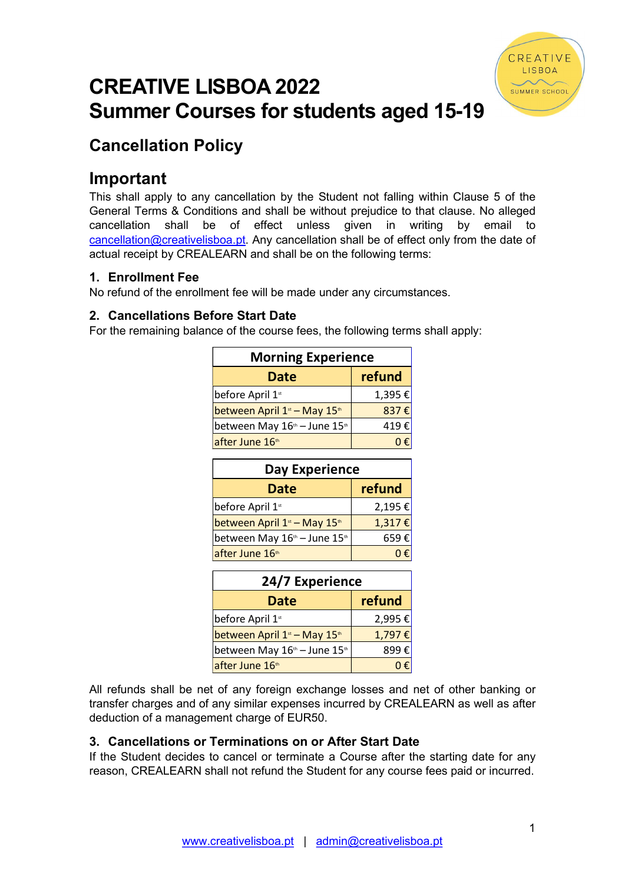# CREATIVE LISBOA 2022
# Summer Courses for students aged 15-19

## Cancellation Policy

## Important

This shall apply to any cancellation by the Student not falling within Clause 5 of the General Terms & Conditions and shall be without prejudice to that clause. No alleged cancellation shall be of effect unless given in writing by email to cancellation@creativelisboa.pt. Any cancellation shall be of effect only from the date of actual receipt by CREALEARN and shall be on the following terms:

### 1. Enrollment Fee

No refund of the enrollment fee will be made under any circumstances.

### 2. Cancellations Before Start Date

For the remaining balance of the course fees, the following terms shall apply:

**Morning Experience**

| Date | refund |
|---|---|
| before April 1st | 1,395 € |
| between April 1st – May 15th | 837 € |
| between May 16th – June 15th | 419 € |
| after June 16th | 0 € |

**Day Experience**

| Date | refund |
|---|---|
| before April 1st | 2,195 € |
| between April 1st – May 15th | 1,317 € |
| between May 16th – June 15th | 659 € |
| after June 16th | 0 € |

**24/7 Experience**

| Date | refund |
|---|---|
| before April 1st | 2,995 € |
| between April 1st – May 15th | 1,797 € |
| between May 16th – June 15th | 899 € |
| after June 16th | 0 € |

All refunds shall be net of any foreign exchange losses and net of other banking or transfer charges and of any similar expenses incurred by CREALEARN as well as after deduction of a management charge of EUR50.

### 3. Cancellations or Terminations on or After Start Date

If the Student decides to cancel or terminate a Course after the starting date for any reason, CREALEARN shall not refund the Student for any course fees paid or incurred.

www.creativelisboa.pt | admin@creativelisboa.pt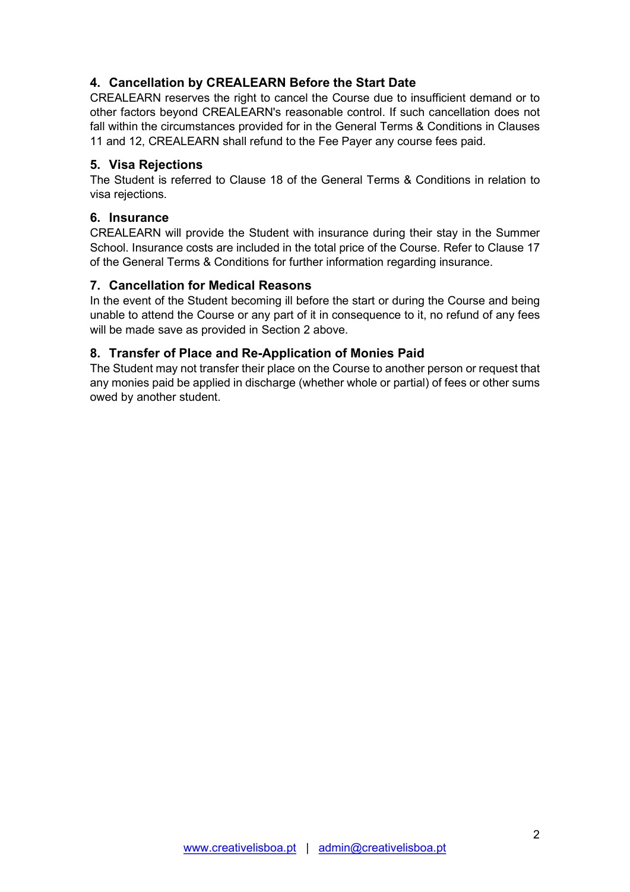## 4. Cancellation by CREALEARN Before the Start Date

CREALEARN reserves the right to cancel the Course due to insufficient demand or to other factors beyond CREALEARN's reasonable control. If such cancellation does not fall within the circumstances provided for in the General Terms & Conditions in Clauses 11 and 12, CREALEARN shall refund to the Fee Payer any course fees paid.

## 5. Visa Rejections

The Student is referred to Clause 18 of the General Terms & Conditions in relation to visa rejections.

## 6. Insurance

CREALEARN will provide the Student with insurance during their stay in the Summer School. Insurance costs are included in the total price of the Course. Refer to Clause 17 of the General Terms & Conditions for further information regarding insurance.

## 7. Cancellation for Medical Reasons

In the event of the Student becoming ill before the start or during the Course and being unable to attend the Course or any part of it in consequence to it, no refund of any fees will be made save as provided in Section 2 above.

## 8. Transfer of Place and Re-Application of Monies Paid

The Student may not transfer their place on the Course to another person or request that any monies paid be applied in discharge (whether whole or partial) of fees or other sums owed by another student.